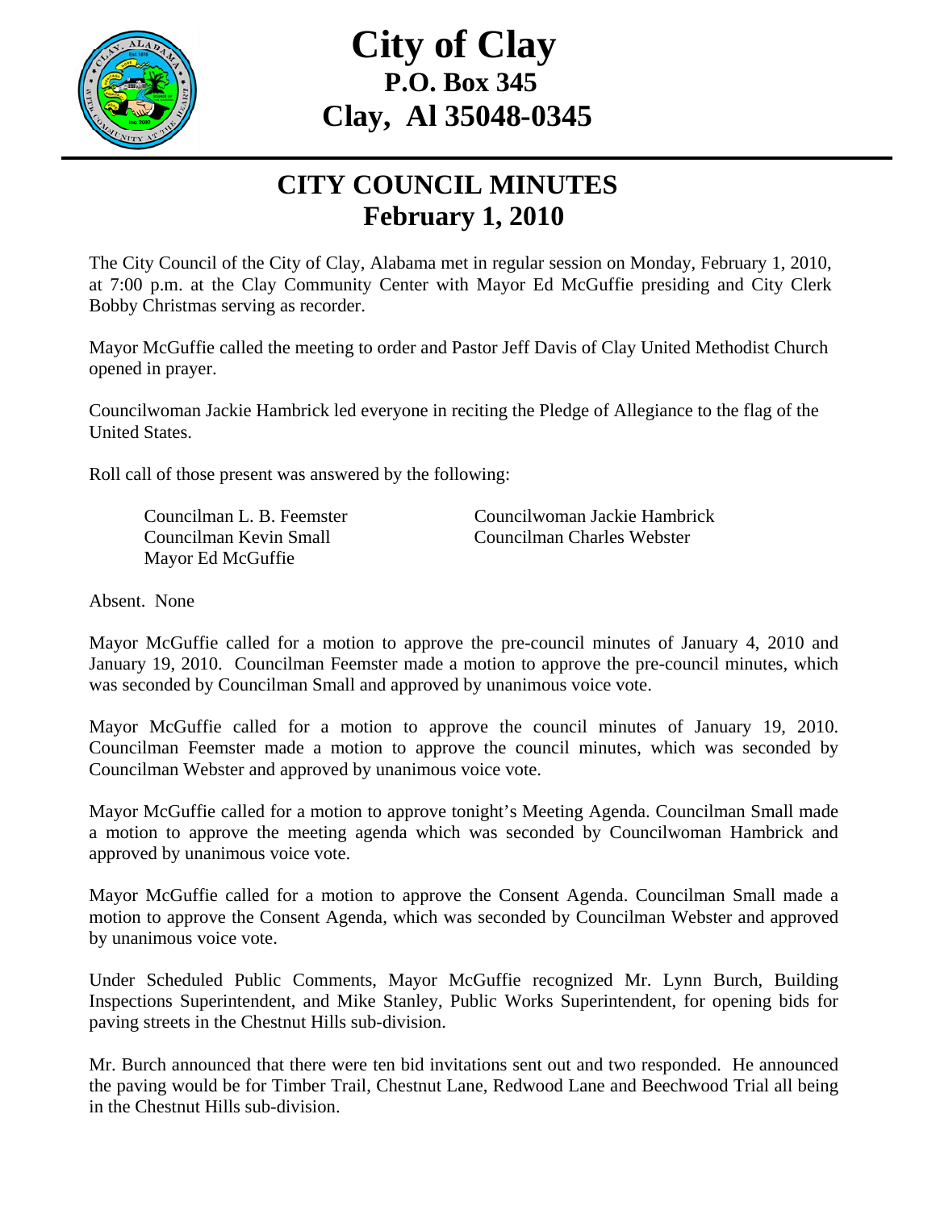# City of Clay
## P.O. Box 345
## Clay, Al 35048-0345

---

## CITY COUNCIL MINUTES
## February 1, 2010

The City Council of the City of Clay, Alabama met in regular session on Monday, February 1, 2010, at 7:00 p.m. at the Clay Community Center with Mayor Ed McGuffie presiding and City Clerk Bobby Christmas serving as recorder.

Mayor McGuffie called the meeting to order and Pastor Jeff Davis of Clay United Methodist Church opened in prayer.

Councilwoman Jackie Hambrick led everyone in reciting the Pledge of Allegiance to the flag of the United States.

Roll call of those present was answered by the following:

Councilman L. B. Feemster
Councilwoman Jackie Hambrick
Councilman Kevin Small
Councilman Charles Webster
Mayor Ed McGuffie

Absent. None

Mayor McGuffie called for a motion to approve the pre-council minutes of January 4, 2010 and January 19, 2010. Councilman Feemster made a motion to approve the pre-council minutes, which was seconded by Councilman Small and approved by unanimous voice vote.

Mayor McGuffie called for a motion to approve the council minutes of January 19, 2010. Councilman Feemster made a motion to approve the council minutes, which was seconded by Councilman Webster and approved by unanimous voice vote.

Mayor McGuffie called for a motion to approve tonight's Meeting Agenda. Councilman Small made a motion to approve the meeting agenda which was seconded by Councilwoman Hambrick and approved by unanimous voice vote.

Mayor McGuffie called for a motion to approve the Consent Agenda. Councilman Small made a motion to approve the Consent Agenda, which was seconded by Councilman Webster and approved by unanimous voice vote.

Under Scheduled Public Comments, Mayor McGuffie recognized Mr. Lynn Burch, Building Inspections Superintendent, and Mike Stanley, Public Works Superintendent, for opening bids for paving streets in the Chestnut Hills sub-division.

Mr. Burch announced that there were ten bid invitations sent out and two responded. He announced the paving would be for Timber Trail, Chestnut Lane, Redwood Lane and Beechwood Trial all being in the Chestnut Hills sub-division.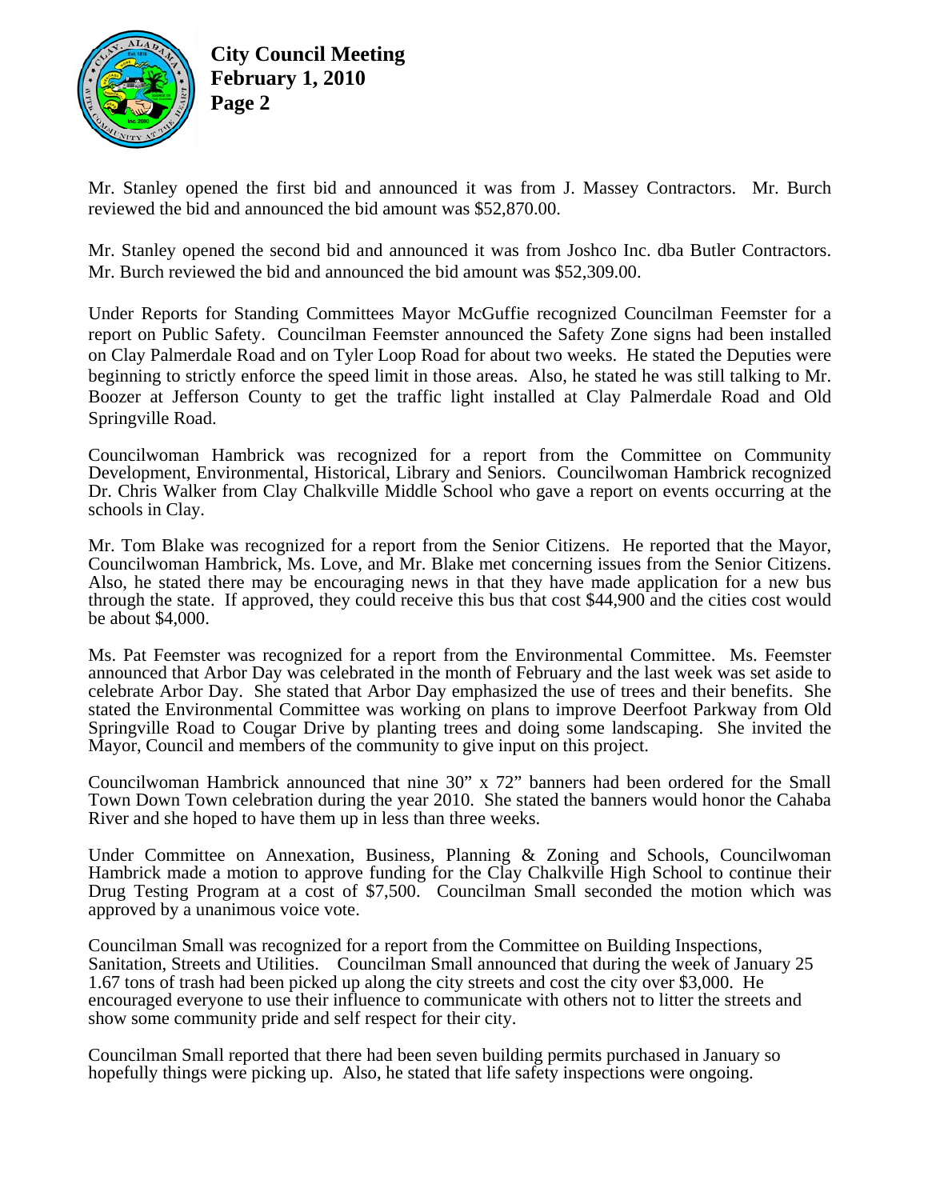Mr. Stanley opened the first bid and announced it was from J. Massey Contractors. Mr. Burch reviewed the bid and announced the bid amount was $52,870.00.

Mr. Stanley opened the second bid and announced it was from Joshco Inc. dba Butler Contractors. Mr. Burch reviewed the bid and announced the bid amount was $52,309.00.

Under Reports for Standing Committees Mayor McGuffie recognized Councilman Feemster for a report on Public Safety. Councilman Feemster announced the Safety Zone signs had been installed on Clay Palmerdale Road and on Tyler Loop Road for about two weeks. He stated the Deputies were beginning to strictly enforce the speed limit in those areas. Also, he stated he was still talking to Mr. Boozer at Jefferson County to get the traffic light installed at Clay Palmerdale Road and Old Springville Road.

Councilwoman Hambrick was recognized for a report from the Committee on Community Development, Environmental, Historical, Library and Seniors. Councilwoman Hambrick recognized Dr. Chris Walker from Clay Chalkville Middle School who gave a report on events occurring at the schools in Clay.

Mr. Tom Blake was recognized for a report from the Senior Citizens. He reported that the Mayor, Councilwoman Hambrick, Ms. Love, and Mr. Blake met concerning issues from the Senior Citizens. Also, he stated there may be encouraging news in that they have made application for a new bus through the state. If approved, they could receive this bus that cost $44,900 and the cities cost would be about $4,000.

Ms. Pat Feemster was recognized for a report from the Environmental Committee. Ms. Feemster announced that Arbor Day was celebrated in the month of February and the last week was set aside to celebrate Arbor Day. She stated that Arbor Day emphasized the use of trees and their benefits. She stated the Environmental Committee was working on plans to improve Deerfoot Parkway from Old Springville Road to Cougar Drive by planting trees and doing some landscaping. She invited the Mayor, Council and members of the community to give input on this project.

Councilwoman Hambrick announced that nine 30" x 72" banners had been ordered for the Small Town Down Town celebration during the year 2010. She stated the banners would honor the Cahaba River and she hoped to have them up in less than three weeks.

Under Committee on Annexation, Business, Planning & Zoning and Schools, Councilwoman Hambrick made a motion to approve funding for the Clay Chalkville High School to continue their Drug Testing Program at a cost of $7,500. Councilman Small seconded the motion which was approved by a unanimous voice vote.

Councilman Small was recognized for a report from the Committee on Building Inspections, Sanitation, Streets and Utilities. Councilman Small announced that during the week of January 25 1.67 tons of trash had been picked up along the city streets and cost the city over $3,000. He encouraged everyone to use their influence to communicate with others not to litter the streets and show some community pride and self respect for their city.

Councilman Small reported that there had been seven building permits purchased in January so hopefully things were picking up. Also, he stated that life safety inspections were ongoing.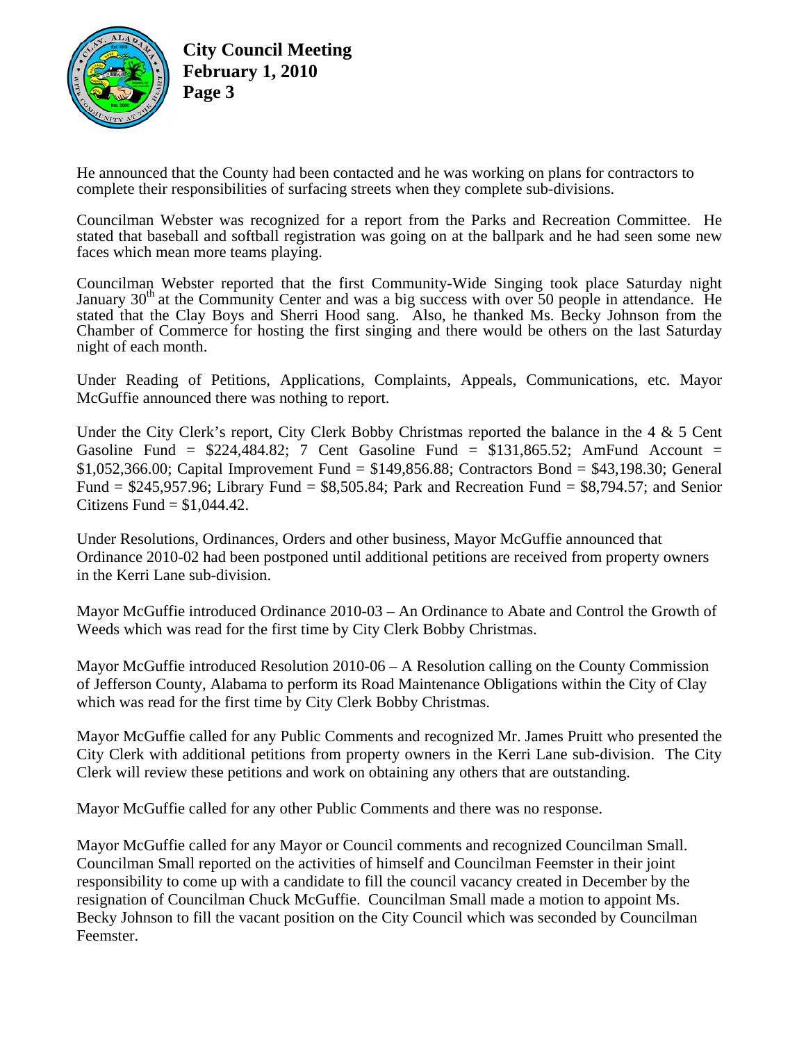He announced that the County had been contacted and he was working on plans for contractors to complete their responsibilities of surfacing streets when they complete sub-divisions.

Councilman Webster was recognized for a report from the Parks and Recreation Committee. He stated that baseball and softball registration was going on at the ballpark and he had seen some new faces which mean more teams playing.

Councilman Webster reported that the first Community-Wide Singing took place Saturday night January 30th at the Community Center and was a big success with over 50 people in attendance. He stated that the Clay Boys and Sherri Hood sang. Also, he thanked Ms. Becky Johnson from the Chamber of Commerce for hosting the first singing and there would be others on the last Saturday night of each month.

Under Reading of Petitions, Applications, Complaints, Appeals, Communications, etc. Mayor McGuffie announced there was nothing to report.

Under the City Clerk's report, City Clerk Bobby Christmas reported the balance in the 4 & 5 Cent Gasoline Fund = $224,484.82; 7 Cent Gasoline Fund = $131,865.52; AmFund Account = $1,052,366.00; Capital Improvement Fund = $149,856.88; Contractors Bond = $43,198.30; General Fund = $245,957.96; Library Fund = $8,505.84; Park and Recreation Fund = $8,794.57; and Senior Citizens Fund = $1,044.42.

Under Resolutions, Ordinances, Orders and other business, Mayor McGuffie announced that Ordinance 2010-02 had been postponed until additional petitions are received from property owners in the Kerri Lane sub-division.

Mayor McGuffie introduced Ordinance 2010-03 – An Ordinance to Abate and Control the Growth of Weeds which was read for the first time by City Clerk Bobby Christmas.

Mayor McGuffie introduced Resolution 2010-06 – A Resolution calling on the County Commission of Jefferson County, Alabama to perform its Road Maintenance Obligations within the City of Clay which was read for the first time by City Clerk Bobby Christmas.

Mayor McGuffie called for any Public Comments and recognized Mr. James Pruitt who presented the City Clerk with additional petitions from property owners in the Kerri Lane sub-division. The City Clerk will review these petitions and work on obtaining any others that are outstanding.

Mayor McGuffie called for any other Public Comments and there was no response.

Mayor McGuffie called for any Mayor or Council comments and recognized Councilman Small. Councilman Small reported on the activities of himself and Councilman Feemster in their joint responsibility to come up with a candidate to fill the council vacancy created in December by the resignation of Councilman Chuck McGuffie. Councilman Small made a motion to appoint Ms. Becky Johnson to fill the vacant position on the City Council which was seconded by Councilman Feemster.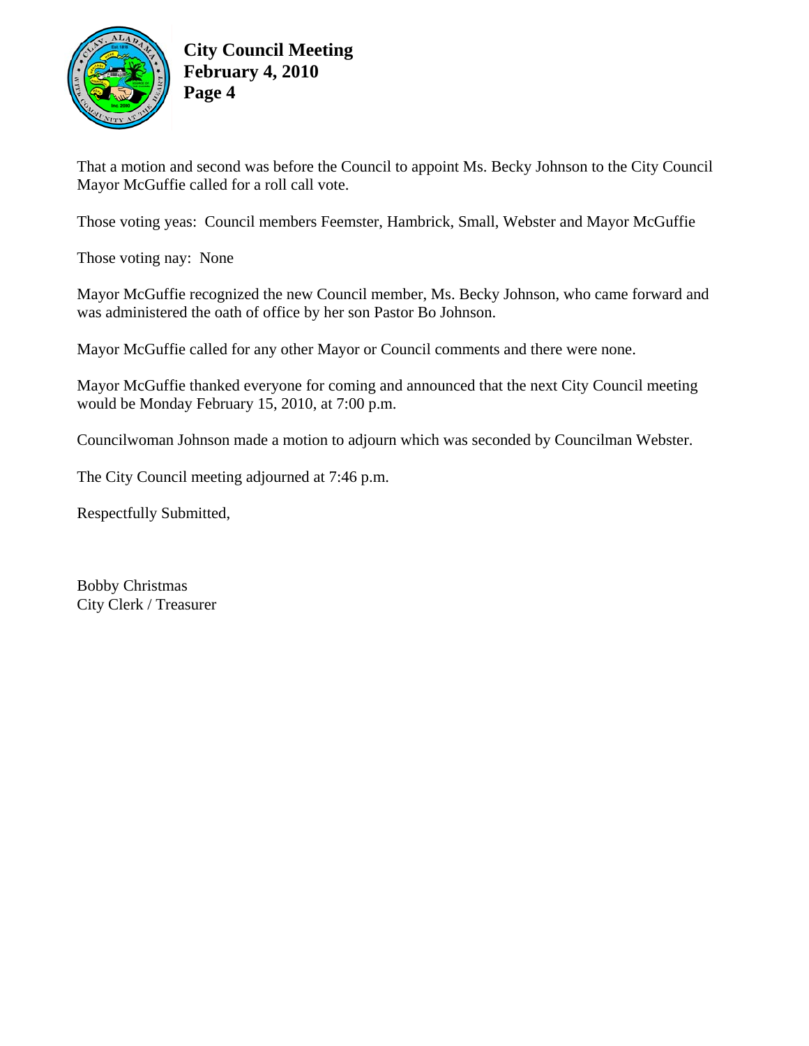That a motion and second was before the Council to appoint Ms. Becky Johnson to the City Council Mayor McGuffie called for a roll call vote.

Those voting yeas: Council members Feemster, Hambrick, Small, Webster and Mayor McGuffie

Those voting nay: None

Mayor McGuffie recognized the new Council member, Ms. Becky Johnson, who came forward and was administered the oath of office by her son Pastor Bo Johnson.

Mayor McGuffie called for any other Mayor or Council comments and there were none.

Mayor McGuffie thanked everyone for coming and announced that the next City Council meeting would be Monday February 15, 2010, at 7:00 p.m.

Councilwoman Johnson made a motion to adjourn which was seconded by Councilman Webster.

The City Council meeting adjourned at 7:46 p.m.

Respectfully Submitted,

Bobby Christmas
City Clerk / Treasurer